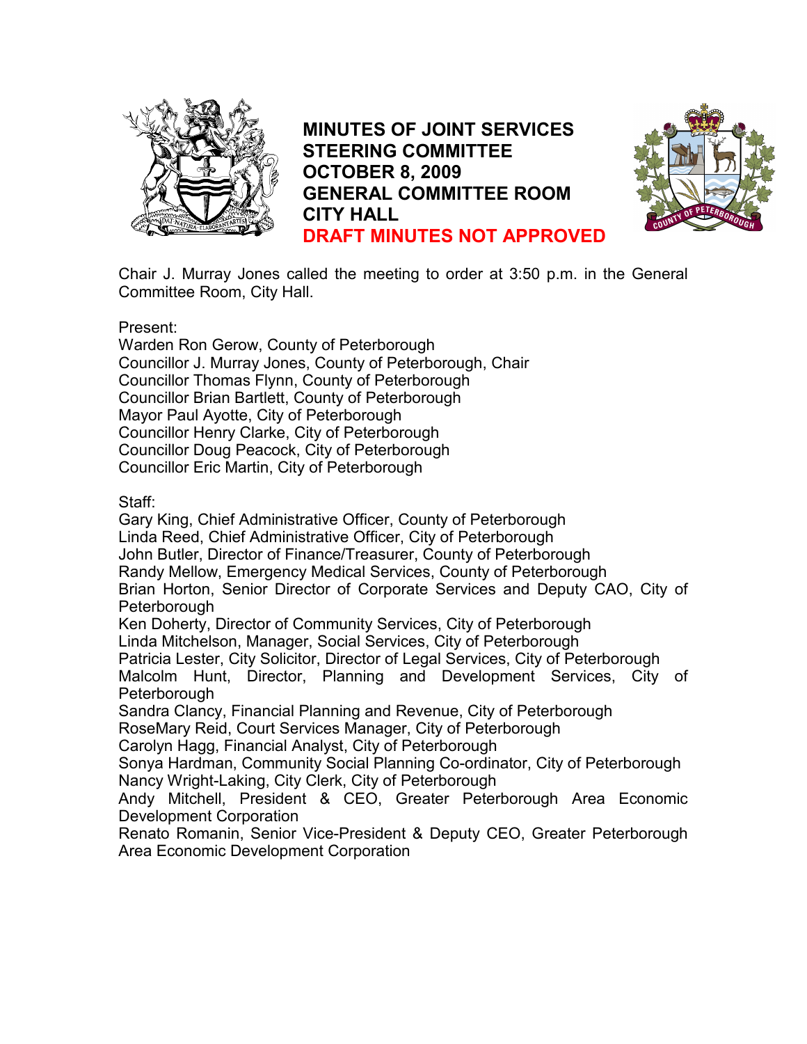# MINUTES OF JOINT SERVICES STEERING COMMITTEE OCTOBER 8, 2009 GENERAL COMMITTEE ROOM CITY HALL

**DRAFT MINUTES NOT APPROVED**

Chair J. Murray Jones called the meeting to order at 3:50 p.m. in the General Committee Room, City Hall.

Present:
Warden Ron Gerow, County of Peterborough
Councillor J. Murray Jones, County of Peterborough, Chair
Councillor Thomas Flynn, County of Peterborough
Councillor Brian Bartlett, County of Peterborough
Mayor Paul Ayotte, City of Peterborough
Councillor Henry Clarke, City of Peterborough
Councillor Doug Peacock, City of Peterborough
Councillor Eric Martin, City of Peterborough

Staff:
Gary King, Chief Administrative Officer, County of Peterborough
Linda Reed, Chief Administrative Officer, City of Peterborough
John Butler, Director of Finance/Treasurer, County of Peterborough
Randy Mellow, Emergency Medical Services, County of Peterborough
Brian Horton, Senior Director of Corporate Services and Deputy CAO, City of Peterborough
Ken Doherty, Director of Community Services, City of Peterborough
Linda Mitchelson, Manager, Social Services, City of Peterborough
Patricia Lester, City Solicitor, Director of Legal Services, City of Peterborough
Malcolm Hunt, Director, Planning and Development Services, City of Peterborough
Sandra Clancy, Financial Planning and Revenue, City of Peterborough
RoseMary Reid, Court Services Manager, City of Peterborough
Carolyn Hagg, Financial Analyst, City of Peterborough
Sonya Hardman, Community Social Planning Co-ordinator, City of Peterborough
Nancy Wright-Laking, City Clerk, City of Peterborough
Andy Mitchell, President & CEO, Greater Peterborough Area Economic Development Corporation
Renato Romanin, Senior Vice-President & Deputy CEO, Greater Peterborough Area Economic Development Corporation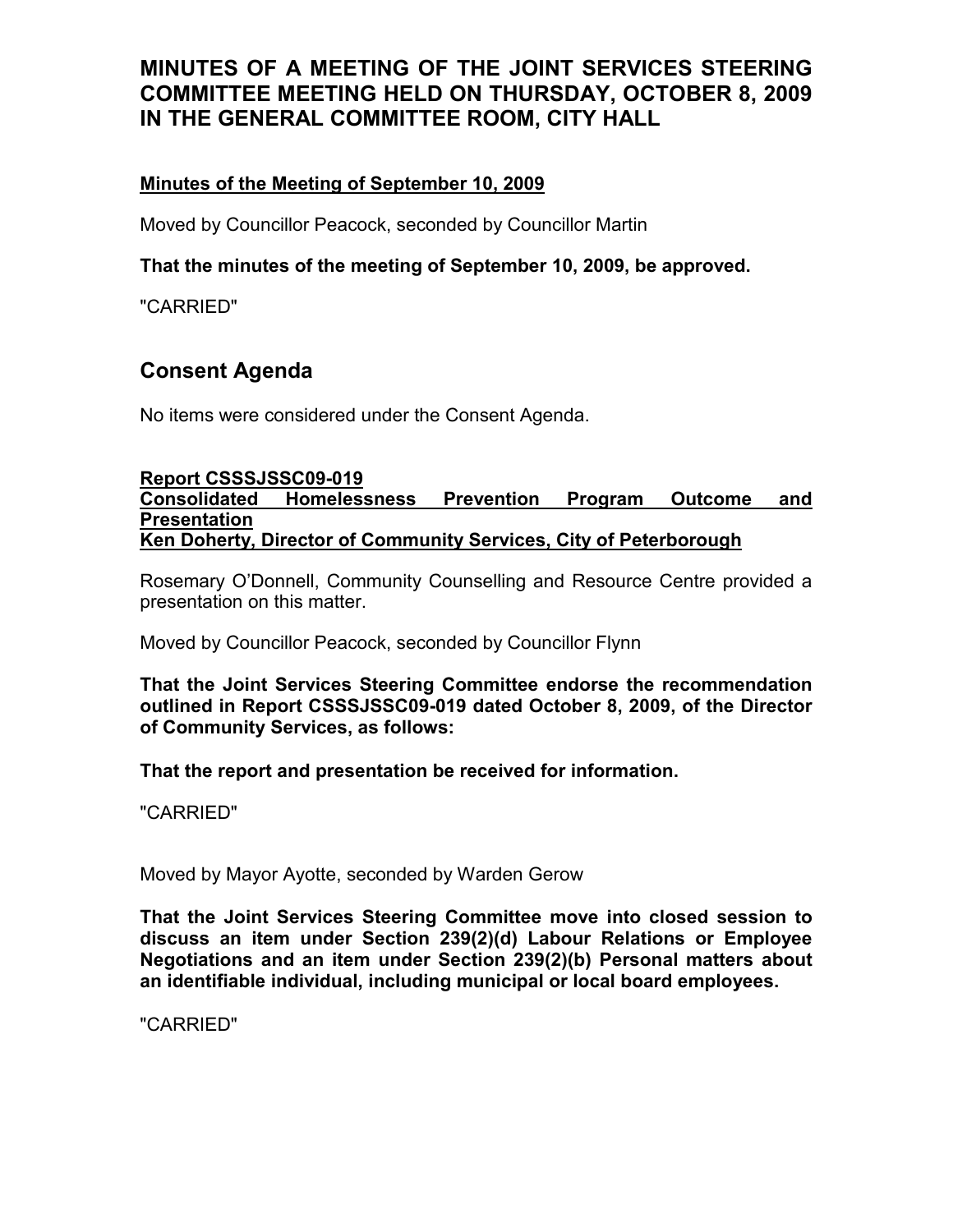# MINUTES OF A MEETING OF THE JOINT SERVICES STEERING COMMITTEE MEETING HELD ON THURSDAY, OCTOBER 8, 2009 IN THE GENERAL COMMITTEE ROOM, CITY HALL

**Minutes of the Meeting of September 10, 2009**

Moved by Councillor Peacock, seconded by Councillor Martin

**That the minutes of the meeting of September 10, 2009, be approved.**

"CARRIED"

## Consent Agenda

No items were considered under the Consent Agenda.

**Report CSSSJSSC09-019**
**Consolidated Homelessness Prevention Program Outcome and Presentation**
**Ken Doherty, Director of Community Services, City of Peterborough**

Rosemary O'Donnell, Community Counselling and Resource Centre provided a presentation on this matter.

Moved by Councillor Peacock, seconded by Councillor Flynn

**That the Joint Services Steering Committee endorse the recommendation outlined in Report CSSSJSSC09-019 dated October 8, 2009, of the Director of Community Services, as follows:**

**That the report and presentation be received for information.**

"CARRIED"

Moved by Mayor Ayotte, seconded by Warden Gerow

**That the Joint Services Steering Committee move into closed session to discuss an item under Section 239(2)(d) Labour Relations or Employee Negotiations and an item under Section 239(2)(b) Personal matters about an identifiable individual, including municipal or local board employees.**

"CARRIED"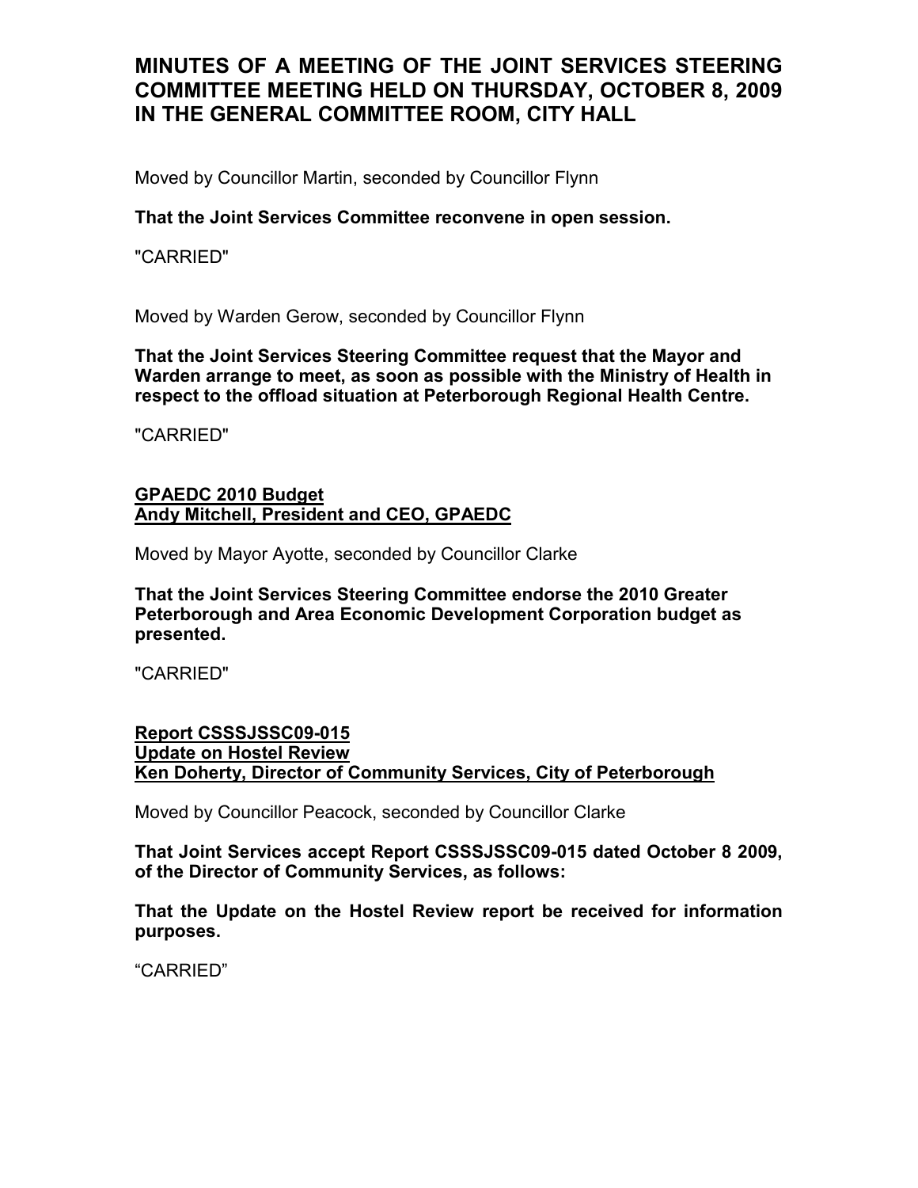# MINUTES OF A MEETING OF THE JOINT SERVICES STEERING COMMITTEE MEETING HELD ON THURSDAY, OCTOBER 8, 2009 IN THE GENERAL COMMITTEE ROOM, CITY HALL

Moved by Councillor Martin, seconded by Councillor Flynn

**That the Joint Services Committee reconvene in open session.**

"CARRIED"

Moved by Warden Gerow, seconded by Councillor Flynn

**That the Joint Services Steering Committee request that the Mayor and Warden arrange to meet, as soon as possible with the Ministry of Health in respect to the offload situation at Peterborough Regional Health Centre.**

"CARRIED"

**GPAEDC 2010 Budget**
**Andy Mitchell, President and CEO, GPAEDC**

Moved by Mayor Ayotte, seconded by Councillor Clarke

**That the Joint Services Steering Committee endorse the 2010 Greater Peterborough and Area Economic Development Corporation budget as presented.**

"CARRIED"

**Report CSSSJSSC09-015**
**Update on Hostel Review**
**Ken Doherty, Director of Community Services, City of Peterborough**

Moved by Councillor Peacock, seconded by Councillor Clarke

**That Joint Services accept Report CSSSJSSC09-015 dated October 8 2009, of the Director of Community Services, as follows:**

**That the Update on the Hostel Review report be received for information purposes.**

"CARRIED"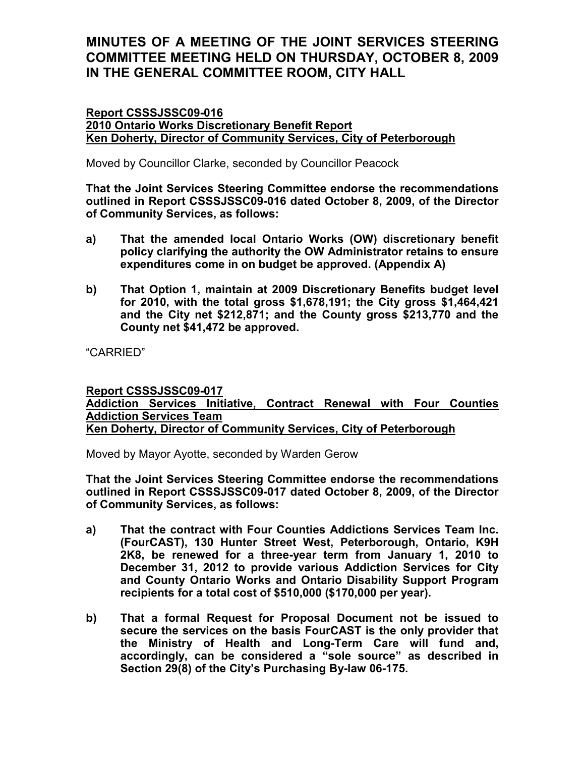# MINUTES OF A MEETING OF THE JOINT SERVICES STEERING COMMITTEE MEETING HELD ON THURSDAY, OCTOBER 8, 2009 IN THE GENERAL COMMITTEE ROOM, CITY HALL

**Report CSSSJSSC09-016**
**2010 Ontario Works Discretionary Benefit Report**
**Ken Doherty, Director of Community Services, City of Peterborough**

Moved by Councillor Clarke, seconded by Councillor Peacock

**That the Joint Services Steering Committee endorse the recommendations outlined in Report CSSSJSSC09-016 dated October 8, 2009, of the Director of Community Services, as follows:**

**a) That the amended local Ontario Works (OW) discretionary benefit policy clarifying the authority the OW Administrator retains to ensure expenditures come in on budget be approved. (Appendix A)**

**b) That Option 1, maintain at 2009 Discretionary Benefits budget level for 2010, with the total gross $1,678,191; the City gross $1,464,421 and the City net $212,871; and the County gross $213,770 and the County net $41,472 be approved.**

"CARRIED"

**Report CSSSJSSC09-017**
**Addiction Services Initiative, Contract Renewal with Four Counties Addiction Services Team**
**Ken Doherty, Director of Community Services, City of Peterborough**

Moved by Mayor Ayotte, seconded by Warden Gerow

**That the Joint Services Steering Committee endorse the recommendations outlined in Report CSSSJSSC09-017 dated October 8, 2009, of the Director of Community Services, as follows:**

**a) That the contract with Four Counties Addictions Services Team Inc. (FourCAST), 130 Hunter Street West, Peterborough, Ontario, K9H 2K8, be renewed for a three-year term from January 1, 2010 to December 31, 2012 to provide various Addiction Services for City and County Ontario Works and Ontario Disability Support Program recipients for a total cost of $510,000 ($170,000 per year).**

**b) That a formal Request for Proposal Document not be issued to secure the services on the basis FourCAST is the only provider that the Ministry of Health and Long-Term Care will fund and, accordingly, can be considered a "sole source" as described in Section 29(8) of the City's Purchasing By-law 06-175.**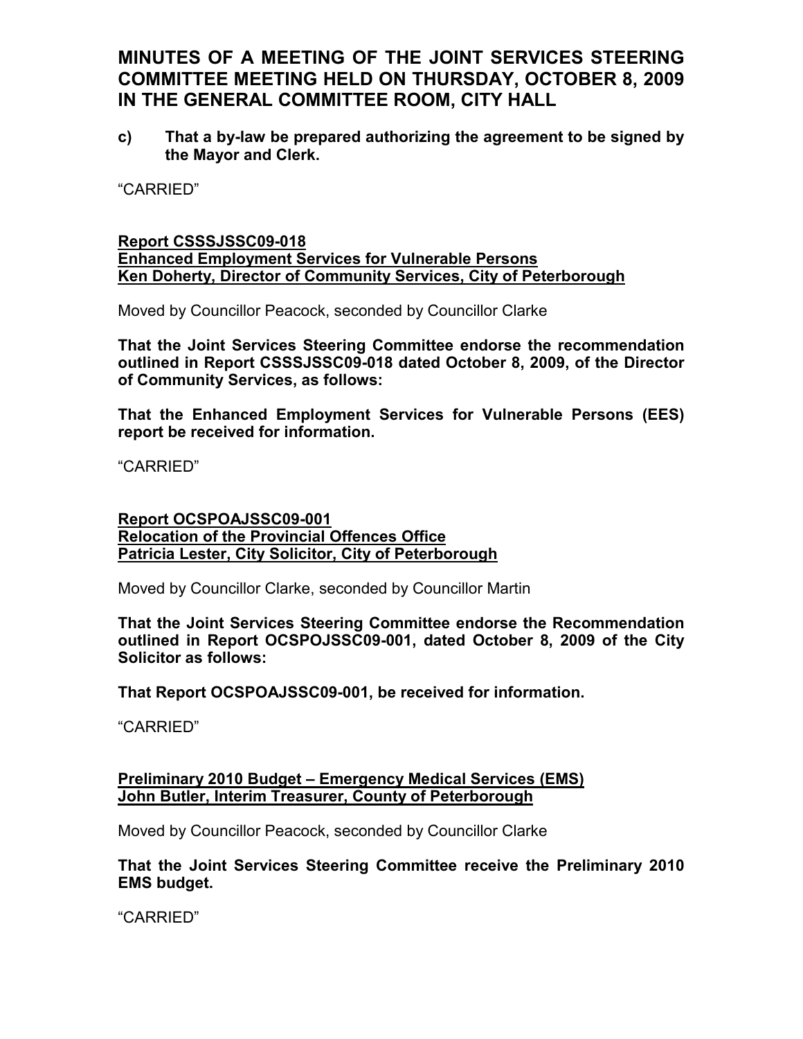# MINUTES OF A MEETING OF THE JOINT SERVICES STEERING COMMITTEE MEETING HELD ON THURSDAY, OCTOBER 8, 2009 IN THE GENERAL COMMITTEE ROOM, CITY HALL

**c) That a by-law be prepared authorizing the agreement to be signed by the Mayor and Clerk.**

"CARRIED"

**Report CSSSJSSC09-018**
**Enhanced Employment Services for Vulnerable Persons**
**Ken Doherty, Director of Community Services, City of Peterborough**

Moved by Councillor Peacock, seconded by Councillor Clarke

**That the Joint Services Steering Committee endorse the recommendation outlined in Report CSSSJSSC09-018 dated October 8, 2009, of the Director of Community Services, as follows:**

**That the Enhanced Employment Services for Vulnerable Persons (EES) report be received for information.**

"CARRIED"

**Report OCSPOAJSSC09-001**
**Relocation of the Provincial Offences Office**
**Patricia Lester, City Solicitor, City of Peterborough**

Moved by Councillor Clarke, seconded by Councillor Martin

**That the Joint Services Steering Committee endorse the Recommendation outlined in Report OCSPOJSSC09-001, dated October 8, 2009 of the City Solicitor as follows:**

**That Report OCSPOAJSSC09-001, be received for information.**

"CARRIED"

**Preliminary 2010 Budget – Emergency Medical Services (EMS)**
**John Butler, Interim Treasurer, County of Peterborough**

Moved by Councillor Peacock, seconded by Councillor Clarke

**That the Joint Services Steering Committee receive the Preliminary 2010 EMS budget.**

"CARRIED"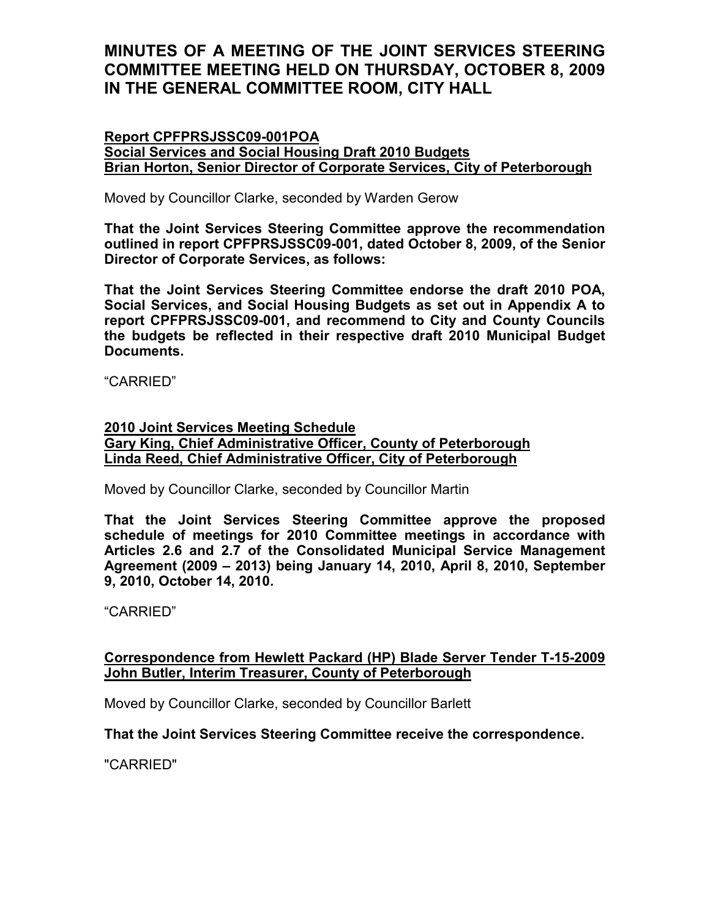# MINUTES OF A MEETING OF THE JOINT SERVICES STEERING COMMITTEE MEETING HELD ON THURSDAY, OCTOBER 8, 2009 IN THE GENERAL COMMITTEE ROOM, CITY HALL

**Report CPFPRSJSSC09-001POA**
**Social Services and Social Housing Draft 2010 Budgets**
**Brian Horton, Senior Director of Corporate Services, City of Peterborough**

Moved by Councillor Clarke, seconded by Warden Gerow

**That the Joint Services Steering Committee approve the recommendation outlined in report CPFPRSJSSC09-001, dated October 8, 2009, of the Senior Director of Corporate Services, as follows:**

**That the Joint Services Steering Committee endorse the draft 2010 POA, Social Services, and Social Housing Budgets as set out in Appendix A to report CPFPRSJSSC09-001, and recommend to City and County Councils the budgets be reflected in their respective draft 2010 Municipal Budget Documents.**

"CARRIED"

**2010 Joint Services Meeting Schedule**
**Gary King, Chief Administrative Officer, County of Peterborough**
**Linda Reed, Chief Administrative Officer, City of Peterborough**

Moved by Councillor Clarke, seconded by Councillor Martin

**That the Joint Services Steering Committee approve the proposed schedule of meetings for 2010 Committee meetings in accordance with Articles 2.6 and 2.7 of the Consolidated Municipal Service Management Agreement (2009 – 2013) being January 14, 2010, April 8, 2010, September 9, 2010, October 14, 2010.**

"CARRIED"

**Correspondence from Hewlett Packard (HP) Blade Server Tender T-15-2009**
**John Butler, Interim Treasurer, County of Peterborough**

Moved by Councillor Clarke, seconded by Councillor Barlett

**That the Joint Services Steering Committee receive the correspondence.**

"CARRIED"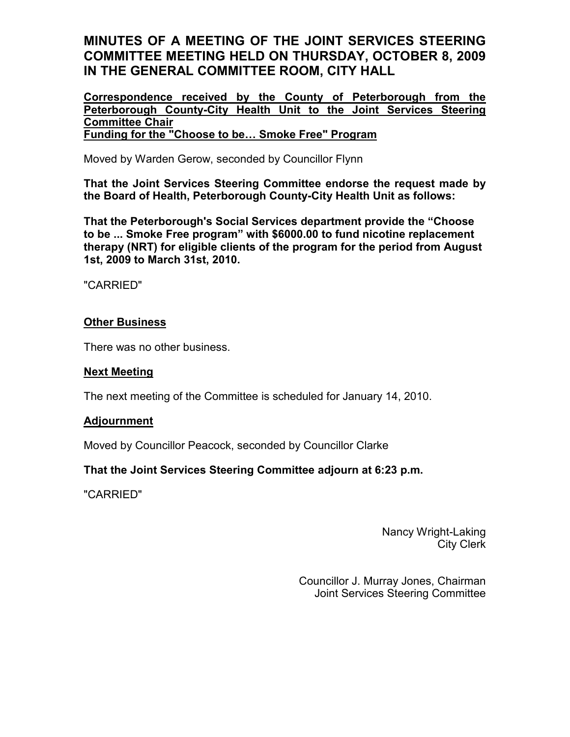# MINUTES OF A MEETING OF THE JOINT SERVICES STEERING COMMITTEE MEETING HELD ON THURSDAY, OCTOBER 8, 2009 IN THE GENERAL COMMITTEE ROOM, CITY HALL

**Correspondence received by the County of Peterborough from the Peterborough County-City Health Unit to the Joint Services Steering Committee Chair**
**Funding for the "Choose to be… Smoke Free" Program**

Moved by Warden Gerow, seconded by Councillor Flynn

**That the Joint Services Steering Committee endorse the request made by the Board of Health, Peterborough County-City Health Unit as follows:**

**That the Peterborough's Social Services department provide the "Choose to be ... Smoke Free program" with $6000.00 to fund nicotine replacement therapy (NRT) for eligible clients of the program for the period from August 1st, 2009 to March 31st, 2010.**

"CARRIED"

**Other Business**

There was no other business.

**Next Meeting**

The next meeting of the Committee is scheduled for January 14, 2010.

**Adjournment**

Moved by Councillor Peacock, seconded by Councillor Clarke

**That the Joint Services Steering Committee adjourn at 6:23 p.m.**

"CARRIED"

Nancy Wright-Laking
City Clerk

Councillor J. Murray Jones, Chairman
Joint Services Steering Committee